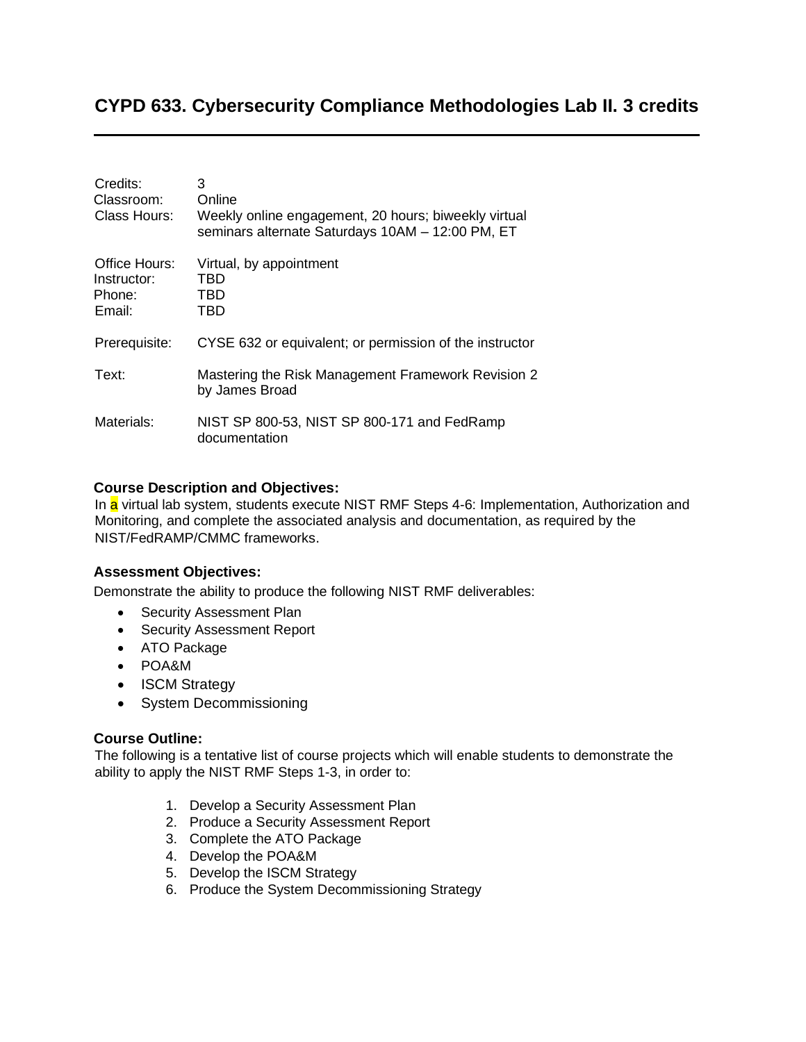# CYPD 633. Cybersecurity Compliance Methodologies Lab II. 3 credits

| | |
|---|---|
| Credits: | 3 |
| Classroom: | Online |
| Class Hours: | Weekly online engagement, 20 hours; biweekly virtual seminars alternate Saturdays 10AM – 12:00 PM, ET |
| Office Hours: | Virtual, by appointment |
| Instructor: | TBD |
| Phone: | TBD |
| Email: | TBD |
| Prerequisite: | CYSE 632 or equivalent; or permission of the instructor |
| Text: | Mastering the Risk Management Framework Revision 2 by James Broad |
| Materials: | NIST SP 800-53, NIST SP 800-171 and FedRamp documentation |

**Course Description and Objectives:**

In a virtual lab system, students execute NIST RMF Steps 4-6: Implementation, Authorization and Monitoring, and complete the associated analysis and documentation, as required by the NIST/FedRAMP/CMMC frameworks.

**Assessment Objectives:**

Demonstrate the ability to produce the following NIST RMF deliverables:

- Security Assessment Plan
- Security Assessment Report
- ATO Package
- POA&M
- ISCM Strategy
- System Decommissioning

**Course Outline:**

The following is a tentative list of course projects which will enable students to demonstrate the ability to apply the NIST RMF Steps 1-3, in order to:

1. Develop a Security Assessment Plan
2. Produce a Security Assessment Report
3. Complete the ATO Package
4. Develop the POA&M
5. Develop the ISCM Strategy
6. Produce the System Decommissioning Strategy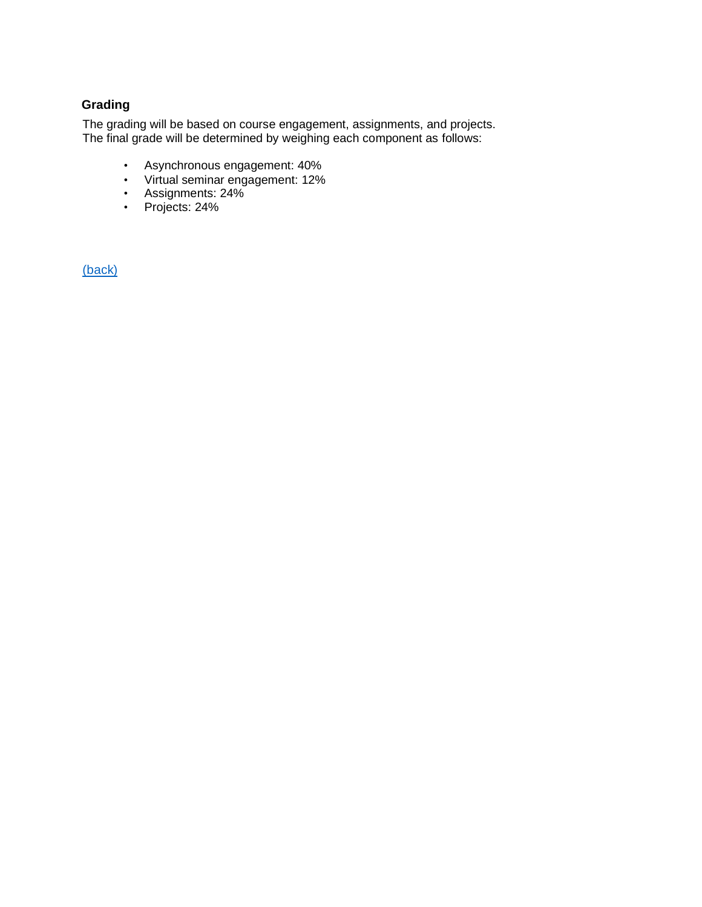## Grading

The grading will be based on course engagement, assignments, and projects. The final grade will be determined by weighing each component as follows:

- Asynchronous engagement: 40%
- Virtual seminar engagement: 12%
- Assignments: 24%
- Projects: 24%

(back)